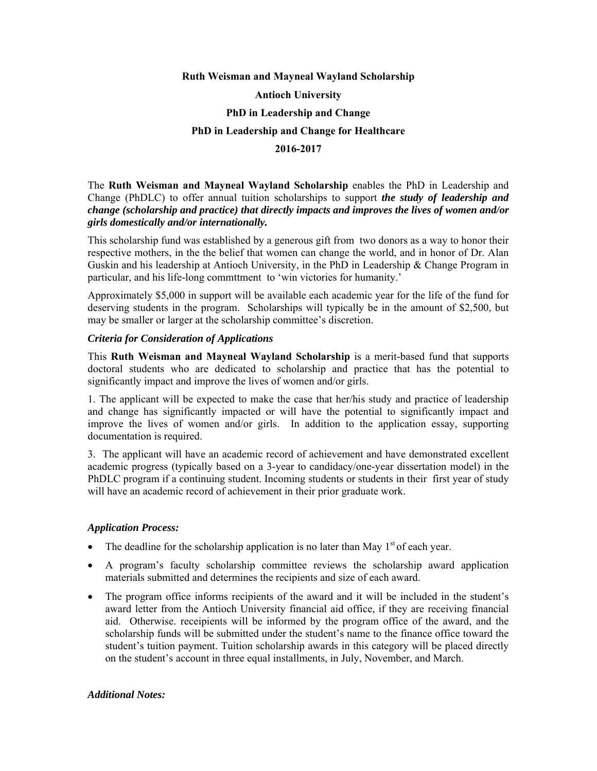**Ruth Weisman and Mayneal Wayland Scholarship**

**Antioch University**

**PhD in Leadership and Change**

**PhD in Leadership and Change for Healthcare**

**2016-2017**

The **Ruth Weisman and Mayneal Wayland Scholarship** enables the PhD in Leadership and Change (PhDLC) to offer annual tuition scholarships to support ***the study of leadership and change (scholarship and practice) that directly impacts and improves the lives of women and/or girls domestically and/or internationally.***

This scholarship fund was established by a generous gift from two donors as a way to honor their respective mothers, in the the belief that women can change the world, and in honor of Dr. Alan Guskin and his leadership at Antioch University, in the PhD in Leadership & Change Program in particular, and his life-long commttment to 'win victories for humanity.'

Approximately $5,000 in support will be available each academic year for the life of the fund for deserving students in the program. Scholarships will typically be in the amount of $2,500, but may be smaller or larger at the scholarship committee's discretion.

***Criteria for Consideration of Applications***

This **Ruth Weisman and Mayneal Wayland Scholarship** is a merit-based fund that supports doctoral students who are dedicated to scholarship and practice that has the potential to significantly impact and improve the lives of women and/or girls.

1. The applicant will be expected to make the case that her/his study and practice of leadership and change has significantly impacted or will have the potential to significantly impact and improve the lives of women and/or girls. In addition to the application essay, supporting documentation is required.

3. The applicant will have an academic record of achievement and have demonstrated excellent academic progress (typically based on a 3-year to candidacy/one-year dissertation model) in the PhDLC program if a continuing student. Incoming students or students in their first year of study will have an academic record of achievement in their prior graduate work.

***Application Process:***

- The deadline for the scholarship application is no later than May 1st of each year.
- A program's faculty scholarship committee reviews the scholarship award application materials submitted and determines the recipients and size of each award.
- The program office informs recipients of the award and it will be included in the student's award letter from the Antioch University financial aid office, if they are receiving financial aid. Otherwise. receipients will be informed by the program office of the award, and the scholarship funds will be submitted under the student's name to the finance office toward the student's tuition payment. Tuition scholarship awards in this category will be placed directly on the student's account in three equal installments, in July, November, and March.

***Additional Notes:***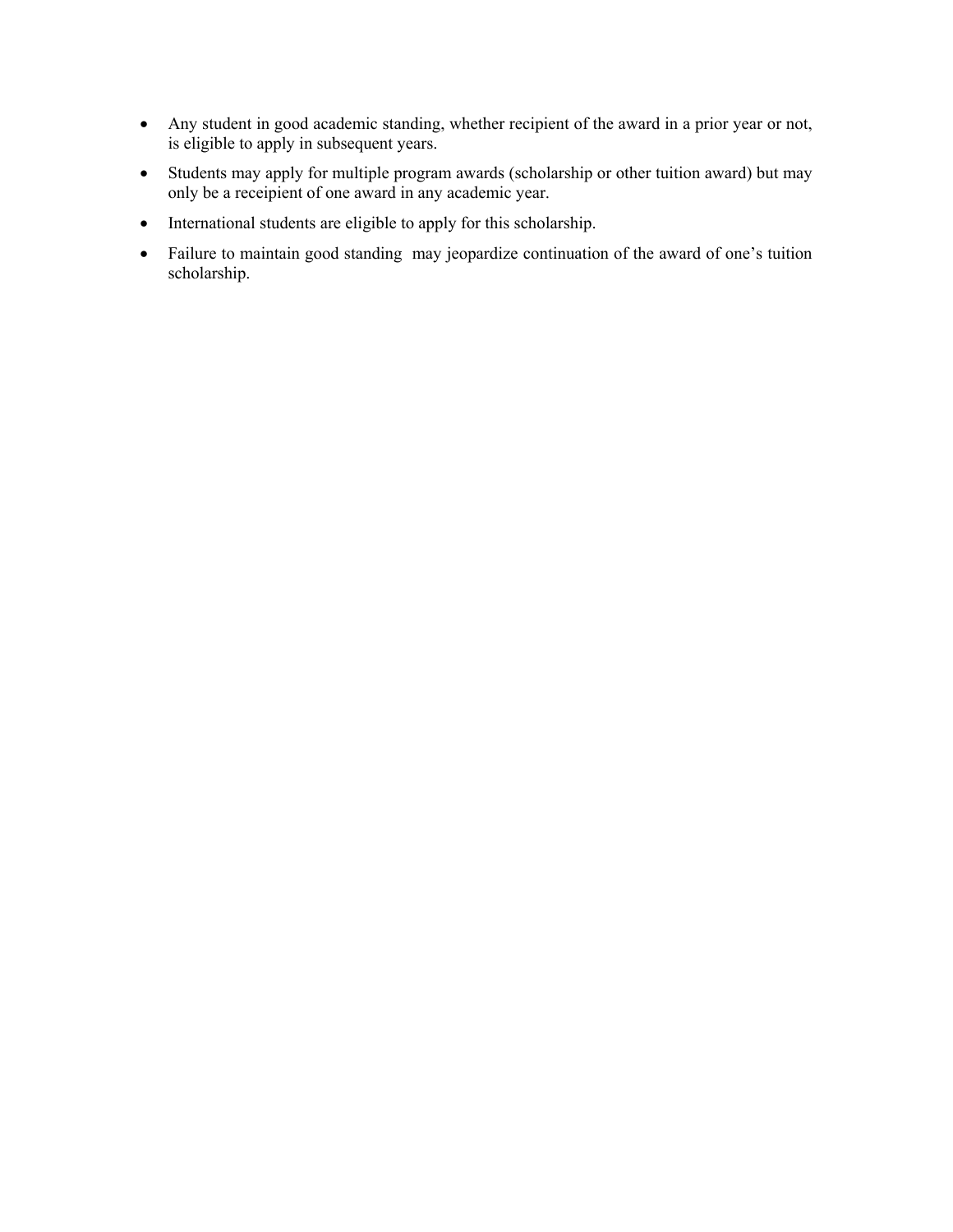- Any student in good academic standing, whether recipient of the award in a prior year or not, is eligible to apply in subsequent years.
- Students may apply for multiple program awards (scholarship or other tuition award) but may only be a receipient of one award in any academic year.
- International students are eligible to apply for this scholarship.
- Failure to maintain good standing may jeopardize continuation of the award of one's tuition scholarship.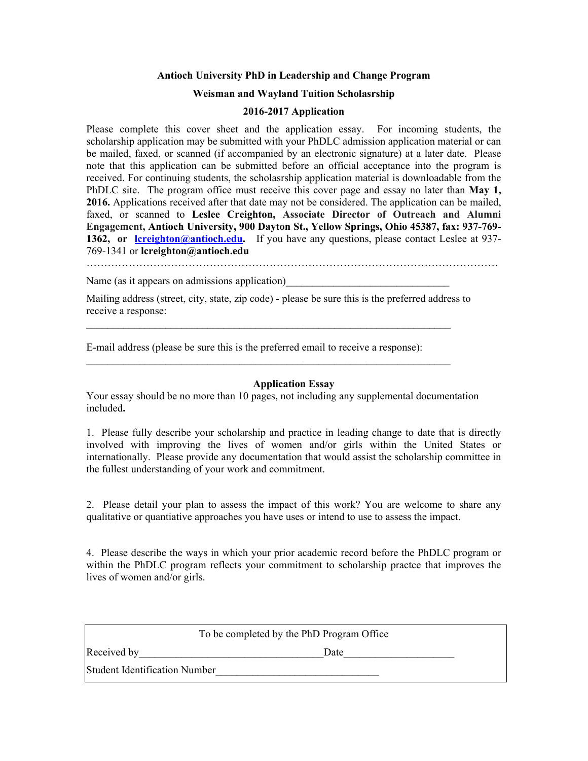**Antioch University PhD in Leadership and Change Program**

**Weisman and Wayland Tuition Scholasrship**

**2016-2017 Application**

Please complete this cover sheet and the application essay. For incoming students, the scholarship application may be submitted with your PhDLC admission application material or can be mailed, faxed, or scanned (if accompanied by an electronic signature) at a later date. Please note that this application can be submitted before an official acceptance into the program is received. For continuing students, the scholasrship application material is downloadable from the PhDLC site. The program office must receive this cover page and essay no later than **May 1, 2016.** Applications received after that date may not be considered. The application can be mailed, faxed, or scanned to **Leslee Creighton, Associate Director of Outreach and Alumni Engagement, Antioch University, 900 Dayton St., Yellow Springs, Ohio 45387, fax: 937-769-1362, or lcreighton@antioch.edu.** If you have any questions, please contact Leslee at 937-769-1341 or **lcreighton@antioch.edu**

…………………………………………………………………………………………………………

Name (as it appears on admissions application)______________________________

Mailing address (street, city, state, zip code) - please be sure this is the preferred address to receive a response:

____________________________________________________________________

E-mail address (please be sure this is the preferred email to receive a response):

____________________________________________________________________

**Application Essay**

Your essay should be no more than 10 pages, not including any supplemental documentation included**.**

1. Please fully describe your scholarship and practice in leading change to date that is directly involved with improving the lives of women and/or girls within the United States or internationally. Please provide any documentation that would assist the scholarship committee in the fullest understanding of your work and commitment.

2. Please detail your plan to assess the impact of this work? You are welcome to share any qualitative or quantiative approaches you have uses or intend to use to assess the impact.

4. Please describe the ways in which your prior academic record before the PhDLC program or within the PhDLC program reflects your commitment to scholarship practce that improves the lives of women and/or girls.

| To be completed by the PhD Program Office | |
|---|---|
| Received by__________________________________ | Date____________________ |
| Student Identification Number______________________________ | |